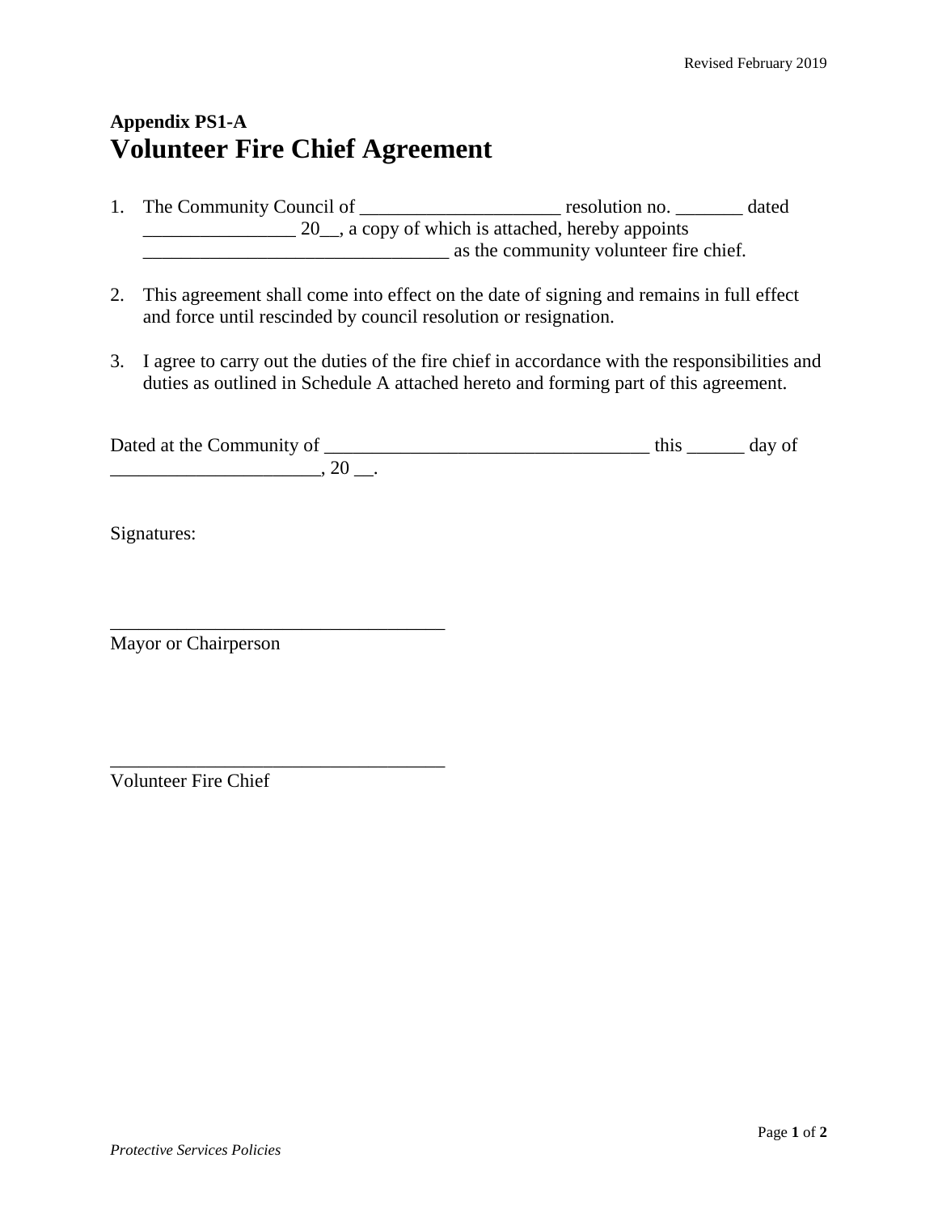**Appendix PS1-A**

# Volunteer Fire Chief Agreement

1. The Community Council of _____________________ resolution no. _______ dated ________________ 20__, a copy of which is attached, hereby appoints ________________________________ as the community volunteer fire chief.

2. This agreement shall come into effect on the date of signing and remains in full effect and force until rescinded by council resolution or resignation.

3. I agree to carry out the duties of the fire chief in accordance with the responsibilities and duties as outlined in Schedule A attached hereto and forming part of this agreement.

Dated at the Community of __________________________________ this ______ day of ______________________, 20 __.

Signatures:

___________________________________
Mayor or Chairperson

___________________________________
Volunteer Fire Chief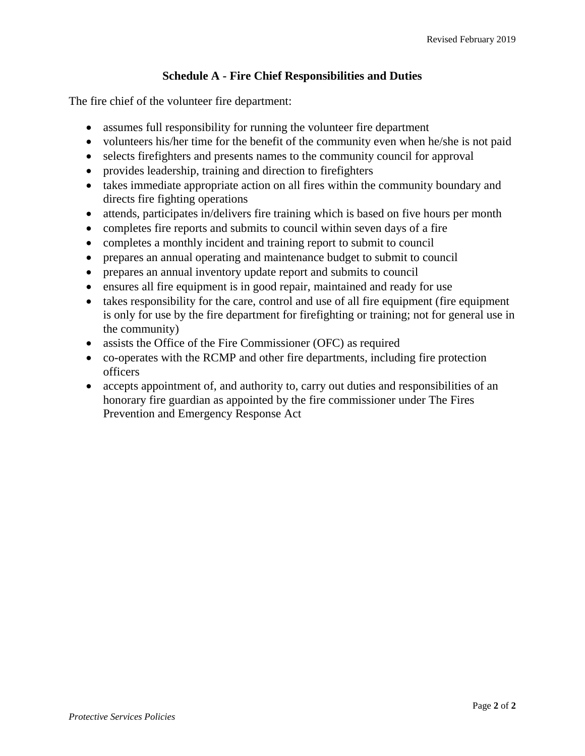### Schedule A - Fire Chief Responsibilities and Duties

The fire chief of the volunteer fire department:

- assumes full responsibility for running the volunteer fire department
- volunteers his/her time for the benefit of the community even when he/she is not paid
- selects firefighters and presents names to the community council for approval
- provides leadership, training and direction to firefighters
- takes immediate appropriate action on all fires within the community boundary and directs fire fighting operations
- attends, participates in/delivers fire training which is based on five hours per month
- completes fire reports and submits to council within seven days of a fire
- completes a monthly incident and training report to submit to council
- prepares an annual operating and maintenance budget to submit to council
- prepares an annual inventory update report and submits to council
- ensures all fire equipment is in good repair, maintained and ready for use
- takes responsibility for the care, control and use of all fire equipment (fire equipment is only for use by the fire department for firefighting or training; not for general use in the community)
- assists the Office of the Fire Commissioner (OFC) as required
- co-operates with the RCMP and other fire departments, including fire protection officers
- accepts appointment of, and authority to, carry out duties and responsibilities of an honorary fire guardian as appointed by the fire commissioner under The Fires Prevention and Emergency Response Act